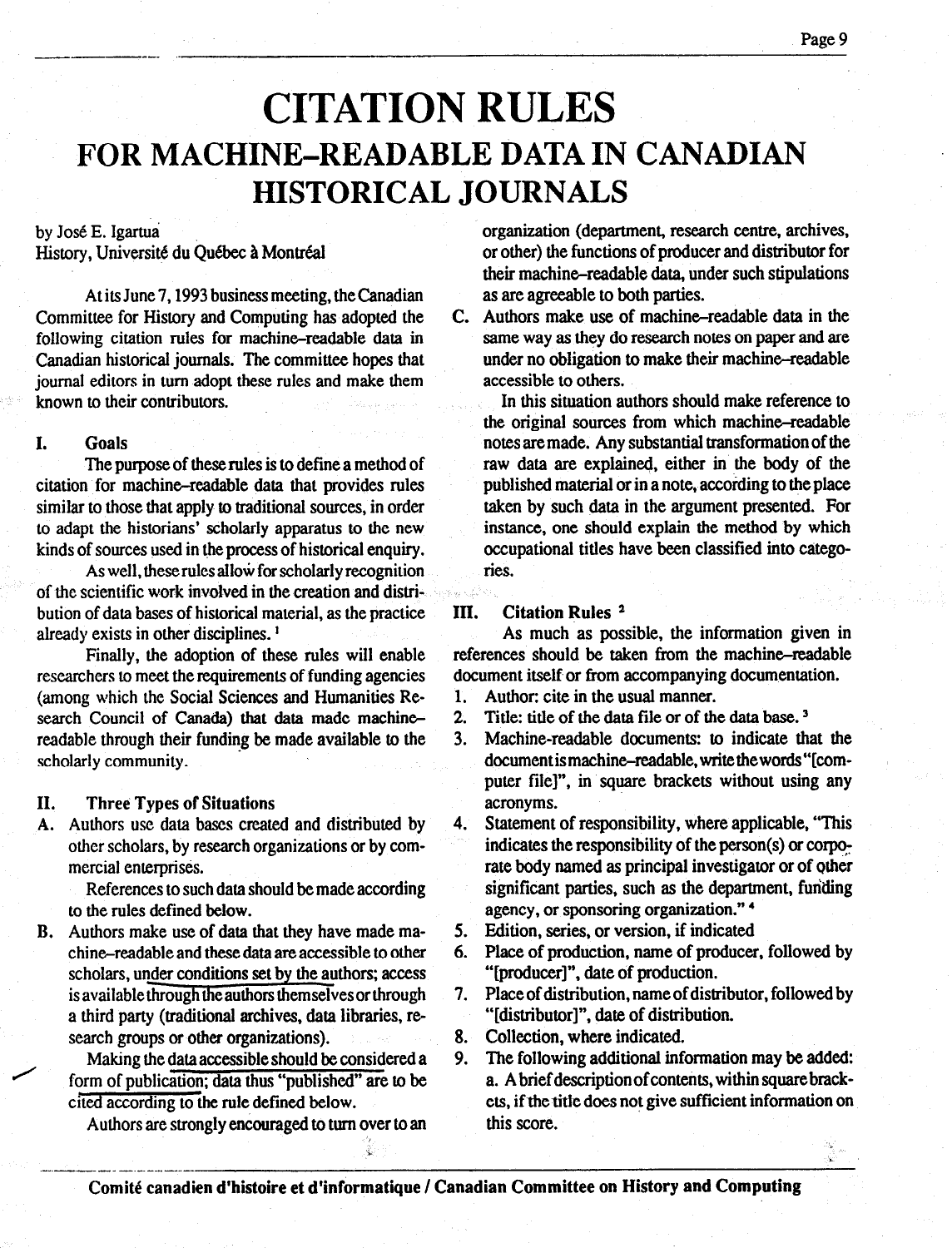# CITATION RULES

## FOR MACHINE–READABLE DATA IN CANADIAN HISTORICAL JOURNALS

by José E. Igartua
History, Université du Québec à Montréal

At its June 7, 1993 business meeting, the Canadian Committee for History and Computing has adopted the following citation rules for machine–readable data in Canadian historical journals. The committee hopes that journal editors in turn adopt these rules and make them known to their contributors.

### I. Goals

The purpose of these rules is to define a method of citation for machine–readable data that provides rules similar to those that apply to traditional sources, in order to adapt the historians' scholarly apparatus to the new kinds of sources used in the process of historical enquiry.

As well, these rules allow for scholarly recognition of the scientific work involved in the creation and distribution of data bases of historical material, as the practice already exists in other disciplines. [1]

Finally, the adoption of these rules will enable researchers to meet the requirements of funding agencies (among which the Social Sciences and Humanities Research Council of Canada) that data made machine–readable through their funding be made available to the scholarly community.

### II. Three Types of Situations

A. Authors use data bases created and distributed by other scholars, by research organizations or by commercial enterprises.

References to such data should be made according to the rules defined below.

B. Authors make use of data that they have made machine–readable and these data are accessible to other scholars, under conditions set by the authors; access is available through the authors themselves or through a third party (traditional archives, data libraries, research groups or other organizations).

Making the data accessible should be considered a form of publication; data thus "published" are to be cited according to the rule defined below.

Authors are strongly encouraged to turn over to an organization (department, research centre, archives, or other) the functions of producer and distributor for their machine–readable data, under such stipulations as are agreeable to both parties.

C. Authors make use of machine–readable data in the same way as they do research notes on paper and are under no obligation to make their machine–readable accessible to others.

In this situation authors should make reference to the original sources from which machine–readable notes are made. Any substantial transformation of the raw data are explained, either in the body of the published material or in a note, according to the place taken by such data in the argument presented. For instance, one should explain the method by which occupational titles have been classified into categories.

### III. Citation Rules [2]

As much as possible, the information given in references should be taken from the machine–readable document itself or from accompanying documentation.

1. Author: cite in the usual manner.
2. Title: title of the data file or of the data base. [3]
3. Machine-readable documents: to indicate that the document is machine–readable, write the words "[computer file]", in square brackets without using any acronyms.
4. Statement of responsibility, where applicable, "This indicates the responsibility of the person(s) or corporate body named as principal investigator or of other significant parties, such as the department, funding agency, or sponsoring organization." [4]
5. Edition, series, or version, if indicated
6. Place of production, name of producer, followed by "[producer]", date of production.
7. Place of distribution, name of distributor, followed by "[distributor]", date of distribution.
8. Collection, where indicated.
9. The following additional information may be added:
   a. A brief description of contents, within square brackets, if the title does not give sufficient information on this score.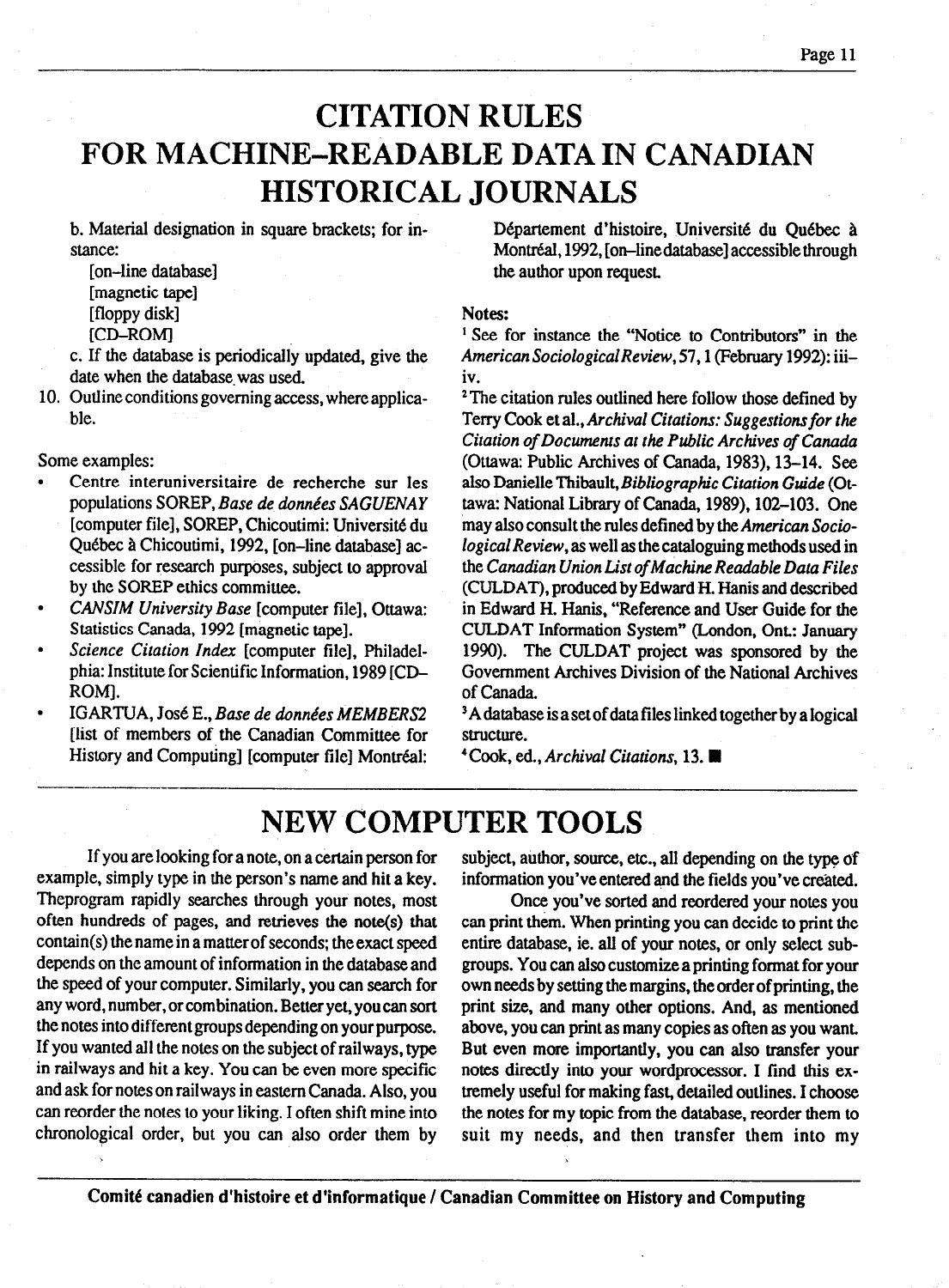# CITATION RULES FOR MACHINE–READABLE DATA IN CANADIAN HISTORICAL JOURNALS

b. Material designation in square brackets; for instance:

[on–line database]
[magnetic tape]
[floppy disk]
[CD–ROM]

c. If the database is periodically updated, give the date when the database was used.

10. Outline conditions governing access, where applicable.

Some examples:

- Centre interuniversitaire de recherche sur les populations SOREP, *Base de données SAGUENAY* [computer file], SOREP, Chicoutimi: Université du Québec à Chicoutimi, 1992, [on–line database] accessible for research purposes, subject to approval by the SOREP ethics committee.
- *CANSIM University Base* [computer file], Ottawa: Statistics Canada, 1992 [magnetic tape].
- *Science Citation Index* [computer file], Philadelphia: Institute for Scientific Information, 1989 [CD–ROM].
- IGARTUA, José E., *Base de données MEMBERS2* [list of members of the Canadian Committee for History and Computing] [computer file] Montréal: Département d'histoire, Université du Québec à Montréal, 1992, [on–line database] accessible through the author upon request.

**Notes:**

[1] See for instance the "Notice to Contributors" in the *American Sociological Review*, 57, 1 (February 1992): iii–iv.

[2] The citation rules outlined here follow those defined by Terry Cook et al., *Archival Citations: Suggestions for the Citation of Documents at the Public Archives of Canada* (Ottawa: Public Archives of Canada, 1983), 13–14. See also Danielle Thibault, *Bibliographic Citation Guide* (Ottawa: National Library of Canada, 1989), 102–103. One may also consult the rules defined by the *American Sociological Review*, as well as the cataloguing methods used in the *Canadian Union List of Machine Readable Data Files* (CULDAT), produced by Edward H. Hanis and described in Edward H. Hanis, "Reference and User Guide for the CULDAT Information System" (London, Ont.: January 1990). The CULDAT project was sponsored by the Government Archives Division of the National Archives of Canada.

[3] A database is a set of data files linked together by a logical structure.

[4] Cook, ed., *Archival Citations*, 13. ■

# NEW COMPUTER TOOLS

If you are looking for a note, on a certain person for example, simply type in the person's name and hit a key. Theprogram rapidly searches through your notes, most often hundreds of pages, and retrieves the note(s) that contain(s) the name in a matter of seconds; the exact speed depends on the amount of information in the database and the speed of your computer. Similarly, you can search for any word, number, or combination. Better yet, you can sort the notes into different groups depending on your purpose. If you wanted all the notes on the subject of railways, type in railways and hit a key. You can be even more specific and ask for notes on railways in eastern Canada. Also, you can reorder the notes to your liking. I often shift mine into chronological order, but you can also order them by subject, author, source, etc., all depending on the type of information you've entered and the fields you've created.

Once you've sorted and reordered your notes you can print them. When printing you can decide to print the entire database, ie. all of your notes, or only select subgroups. You can also customize a printing format for your own needs by setting the margins, the order of printing, the print size, and many other options. And, as mentioned above, you can print as many copies as often as you want. But even more importantly, you can also transfer your notes directly into your wordprocessor. I find this extremely useful for making fast, detailed outlines. I choose the notes for my topic from the database, reorder them to suit my needs, and then transfer them into my